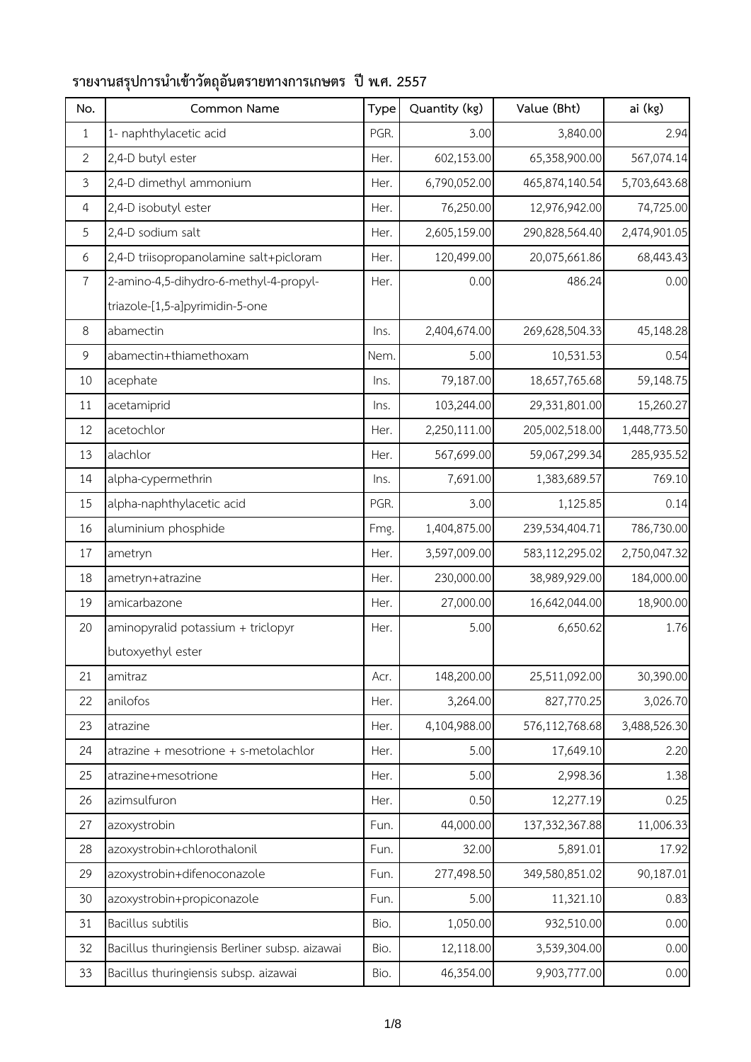## รายงานสรุปการนำเข้าวัตถุอันตรายทางการเกษตร ปี พ.ศ. 2557

| No. | Common Name | Type | Quantity (kg) | Value (Bht) | ai (kg) |
|---|---|---|---|---|---|
| 1 | 1- naphthylacetic acid | PGR. | 3.00 | 3,840.00 | 2.94 |
| 2 | 2,4-D butyl ester | Her. | 602,153.00 | 65,358,900.00 | 567,074.14 |
| 3 | 2,4-D dimethyl ammonium | Her. | 6,790,052.00 | 465,874,140.54 | 5,703,643.68 |
| 4 | 2,4-D isobutyl ester | Her. | 76,250.00 | 12,976,942.00 | 74,725.00 |
| 5 | 2,4-D sodium salt | Her. | 2,605,159.00 | 290,828,564.40 | 2,474,901.05 |
| 6 | 2,4-D triisopropanolamine salt+picloram | Her. | 120,499.00 | 20,075,661.86 | 68,443.43 |
| 7 | 2-amino-4,5-dihydro-6-methyl-4-propyl-triazole-[1,5-a]pyrimidin-5-one | Her. | 0.00 | 486.24 | 0.00 |
| 8 | abamectin | Ins. | 2,404,674.00 | 269,628,504.33 | 45,148.28 |
| 9 | abamectin+thiamethoxam | Nem. | 5.00 | 10,531.53 | 0.54 |
| 10 | acephate | Ins. | 79,187.00 | 18,657,765.68 | 59,148.75 |
| 11 | acetamiprid | Ins. | 103,244.00 | 29,331,801.00 | 15,260.27 |
| 12 | acetochlor | Her. | 2,250,111.00 | 205,002,518.00 | 1,448,773.50 |
| 13 | alachlor | Her. | 567,699.00 | 59,067,299.34 | 285,935.52 |
| 14 | alpha-cypermethrin | Ins. | 7,691.00 | 1,383,689.57 | 769.10 |
| 15 | alpha-naphthylacetic acid | PGR. | 3.00 | 1,125.85 | 0.14 |
| 16 | aluminium phosphide | Fmg. | 1,404,875.00 | 239,534,404.71 | 786,730.00 |
| 17 | ametryn | Her. | 3,597,009.00 | 583,112,295.02 | 2,750,047.32 |
| 18 | ametryn+atrazine | Her. | 230,000.00 | 38,989,929.00 | 184,000.00 |
| 19 | amicarbazone | Her. | 27,000.00 | 16,642,044.00 | 18,900.00 |
| 20 | aminopyralid potassium + triclopyr butoxyethyl ester | Her. | 5.00 | 6,650.62 | 1.76 |
| 21 | amitraz | Acr. | 148,200.00 | 25,511,092.00 | 30,390.00 |
| 22 | anilofos | Her. | 3,264.00 | 827,770.25 | 3,026.70 |
| 23 | atrazine | Her. | 4,104,988.00 | 576,112,768.68 | 3,488,526.30 |
| 24 | atrazine + mesotrione + s-metolachlor | Her. | 5.00 | 17,649.10 | 2.20 |
| 25 | atrazine+mesotrione | Her. | 5.00 | 2,998.36 | 1.38 |
| 26 | azimsulfuron | Her. | 0.50 | 12,277.19 | 0.25 |
| 27 | azoxystrobin | Fun. | 44,000.00 | 137,332,367.88 | 11,006.33 |
| 28 | azoxystrobin+chlorothalonil | Fun. | 32.00 | 5,891.01 | 17.92 |
| 29 | azoxystrobin+difenoconazole | Fun. | 277,498.50 | 349,580,851.02 | 90,187.01 |
| 30 | azoxystrobin+propiconazole | Fun. | 5.00 | 11,321.10 | 0.83 |
| 31 | Bacillus subtilis | Bio. | 1,050.00 | 932,510.00 | 0.00 |
| 32 | Bacillus thuringiensis Berliner subsp. aizawai | Bio. | 12,118.00 | 3,539,304.00 | 0.00 |
| 33 | Bacillus thuringiensis subsp. aizawai | Bio. | 46,354.00 | 9,903,777.00 | 0.00 |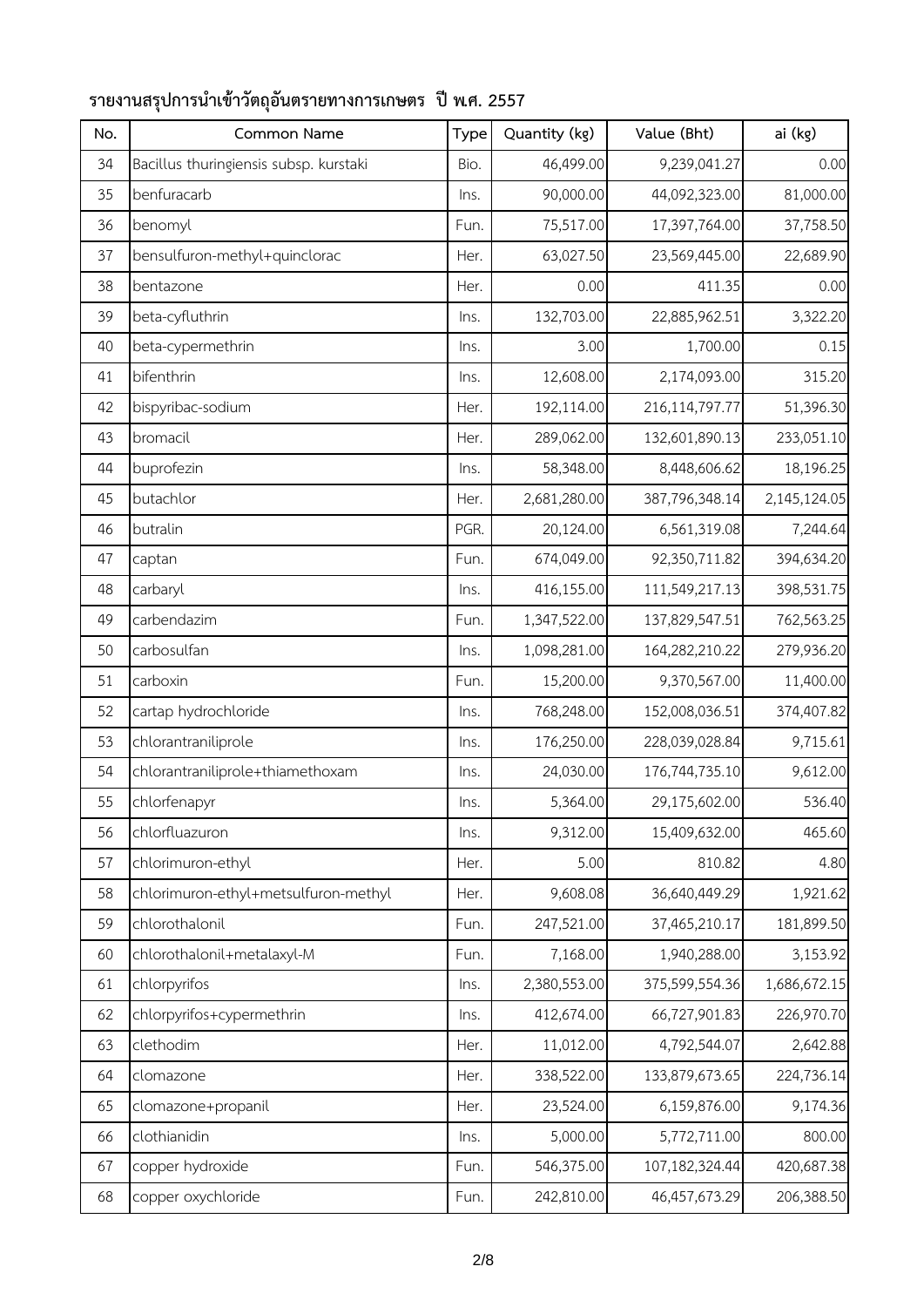## รายงานสรุปการนำเข้าวัตถุอันตรายทางการเกษตร ปี พ.ศ. 2557

| No. | Common Name | Type | Quantity (kg) | Value (Bht) | ai (kg) |
| --- | --- | --- | --- | --- | --- |
| 34 | Bacillus thuringiensis subsp. kurstaki | Bio. | 46,499.00 | 9,239,041.27 | 0.00 |
| 35 | benfuracarb | Ins. | 90,000.00 | 44,092,323.00 | 81,000.00 |
| 36 | benomyl | Fun. | 75,517.00 | 17,397,764.00 | 37,758.50 |
| 37 | bensulfuron-methyl+quinclorac | Her. | 63,027.50 | 23,569,445.00 | 22,689.90 |
| 38 | bentazone | Her. | 0.00 | 411.35 | 0.00 |
| 39 | beta-cyfluthrin | Ins. | 132,703.00 | 22,885,962.51 | 3,322.20 |
| 40 | beta-cypermethrin | Ins. | 3.00 | 1,700.00 | 0.15 |
| 41 | bifenthrin | Ins. | 12,608.00 | 2,174,093.00 | 315.20 |
| 42 | bispyribac-sodium | Her. | 192,114.00 | 216,114,797.77 | 51,396.30 |
| 43 | bromacil | Her. | 289,062.00 | 132,601,890.13 | 233,051.10 |
| 44 | buprofezin | Ins. | 58,348.00 | 8,448,606.62 | 18,196.25 |
| 45 | butachlor | Her. | 2,681,280.00 | 387,796,348.14 | 2,145,124.05 |
| 46 | butralin | PGR. | 20,124.00 | 6,561,319.08 | 7,244.64 |
| 47 | captan | Fun. | 674,049.00 | 92,350,711.82 | 394,634.20 |
| 48 | carbaryl | Ins. | 416,155.00 | 111,549,217.13 | 398,531.75 |
| 49 | carbendazim | Fun. | 1,347,522.00 | 137,829,547.51 | 762,563.25 |
| 50 | carbosulfan | Ins. | 1,098,281.00 | 164,282,210.22 | 279,936.20 |
| 51 | carboxin | Fun. | 15,200.00 | 9,370,567.00 | 11,400.00 |
| 52 | cartap hydrochloride | Ins. | 768,248.00 | 152,008,036.51 | 374,407.82 |
| 53 | chlorantraniliprole | Ins. | 176,250.00 | 228,039,028.84 | 9,715.61 |
| 54 | chlorantraniliprole+thiamethoxam | Ins. | 24,030.00 | 176,744,735.10 | 9,612.00 |
| 55 | chlorfenapyr | Ins. | 5,364.00 | 29,175,602.00 | 536.40 |
| 56 | chlorfluazuron | Ins. | 9,312.00 | 15,409,632.00 | 465.60 |
| 57 | chlorimuron-ethyl | Her. | 5.00 | 810.82 | 4.80 |
| 58 | chlorimuron-ethyl+metsulfuron-methyl | Her. | 9,608.08 | 36,640,449.29 | 1,921.62 |
| 59 | chlorothalonil | Fun. | 247,521.00 | 37,465,210.17 | 181,899.50 |
| 60 | chlorothalonil+metalaxyl-M | Fun. | 7,168.00 | 1,940,288.00 | 3,153.92 |
| 61 | chlorpyrifos | Ins. | 2,380,553.00 | 375,599,554.36 | 1,686,672.15 |
| 62 | chlorpyrifos+cypermethrin | Ins. | 412,674.00 | 66,727,901.83 | 226,970.70 |
| 63 | clethodim | Her. | 11,012.00 | 4,792,544.07 | 2,642.88 |
| 64 | clomazone | Her. | 338,522.00 | 133,879,673.65 | 224,736.14 |
| 65 | clomazone+propanil | Her. | 23,524.00 | 6,159,876.00 | 9,174.36 |
| 66 | clothianidin | Ins. | 5,000.00 | 5,772,711.00 | 800.00 |
| 67 | copper hydroxide | Fun. | 546,375.00 | 107,182,324.44 | 420,687.38 |
| 68 | copper oxychloride | Fun. | 242,810.00 | 46,457,673.29 | 206,388.50 |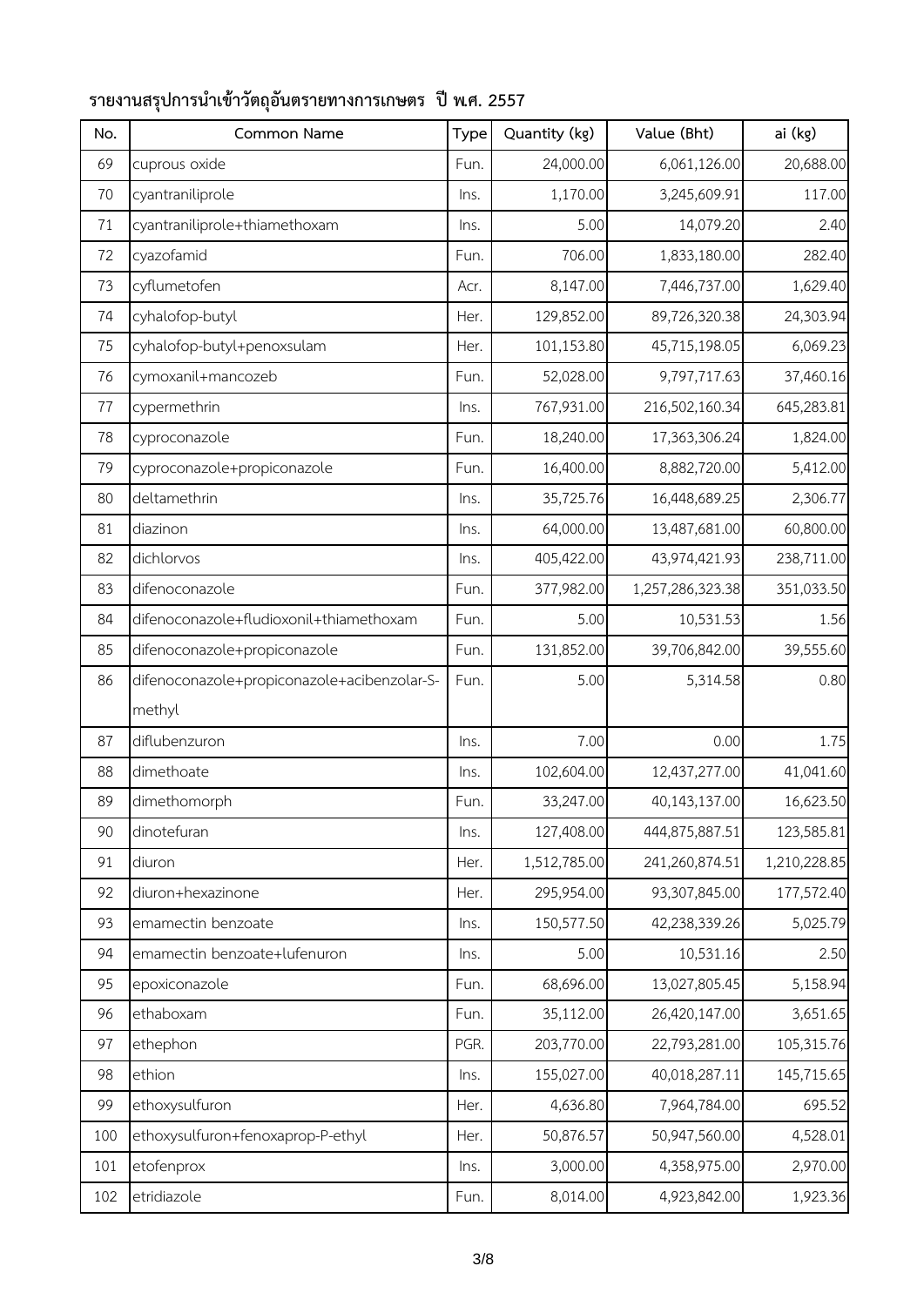## รายงานสรุปการนำเข้าวัตถุอันตรายทางการเกษตร ปี พ.ศ. 2557

| No. | Common Name | Type | Quantity (kg) | Value (Bht) | ai (kg) |
|---|---|---|---|---|---|
| 69 | cuprous oxide | Fun. | 24,000.00 | 6,061,126.00 | 20,688.00 |
| 70 | cyantraniliprole | Ins. | 1,170.00 | 3,245,609.91 | 117.00 |
| 71 | cyantraniliprole+thiamethoxam | Ins. | 5.00 | 14,079.20 | 2.40 |
| 72 | cyazofamid | Fun. | 706.00 | 1,833,180.00 | 282.40 |
| 73 | cyflumetofen | Acr. | 8,147.00 | 7,446,737.00 | 1,629.40 |
| 74 | cyhalofop-butyl | Her. | 129,852.00 | 89,726,320.38 | 24,303.94 |
| 75 | cyhalofop-butyl+penoxsulam | Her. | 101,153.80 | 45,715,198.05 | 6,069.23 |
| 76 | cymoxanil+mancozeb | Fun. | 52,028.00 | 9,797,717.63 | 37,460.16 |
| 77 | cypermethrin | Ins. | 767,931.00 | 216,502,160.34 | 645,283.81 |
| 78 | cyproconazole | Fun. | 18,240.00 | 17,363,306.24 | 1,824.00 |
| 79 | cyproconazole+propiconazole | Fun. | 16,400.00 | 8,882,720.00 | 5,412.00 |
| 80 | deltamethrin | Ins. | 35,725.76 | 16,448,689.25 | 2,306.77 |
| 81 | diazinon | Ins. | 64,000.00 | 13,487,681.00 | 60,800.00 |
| 82 | dichlorvos | Ins. | 405,422.00 | 43,974,421.93 | 238,711.00 |
| 83 | difenoconazole | Fun. | 377,982.00 | 1,257,286,323.38 | 351,033.50 |
| 84 | difenoconazole+fludioxonil+thiamethoxam | Fun. | 5.00 | 10,531.53 | 1.56 |
| 85 | difenoconazole+propiconazole | Fun. | 131,852.00 | 39,706,842.00 | 39,555.60 |
| 86 | difenoconazole+propiconazole+acibenzolar-S-methyl | Fun. | 5.00 | 5,314.58 | 0.80 |
| 87 | diflubenzuron | Ins. | 7.00 | 0.00 | 1.75 |
| 88 | dimethoate | Ins. | 102,604.00 | 12,437,277.00 | 41,041.60 |
| 89 | dimethomorph | Fun. | 33,247.00 | 40,143,137.00 | 16,623.50 |
| 90 | dinotefuran | Ins. | 127,408.00 | 444,875,887.51 | 123,585.81 |
| 91 | diuron | Her. | 1,512,785.00 | 241,260,874.51 | 1,210,228.85 |
| 92 | diuron+hexazinone | Her. | 295,954.00 | 93,307,845.00 | 177,572.40 |
| 93 | emamectin benzoate | Ins. | 150,577.50 | 42,238,339.26 | 5,025.79 |
| 94 | emamectin benzoate+lufenuron | Ins. | 5.00 | 10,531.16 | 2.50 |
| 95 | epoxiconazole | Fun. | 68,696.00 | 13,027,805.45 | 5,158.94 |
| 96 | ethaboxam | Fun. | 35,112.00 | 26,420,147.00 | 3,651.65 |
| 97 | ethephon | PGR. | 203,770.00 | 22,793,281.00 | 105,315.76 |
| 98 | ethion | Ins. | 155,027.00 | 40,018,287.11 | 145,715.65 |
| 99 | ethoxysulfuron | Her. | 4,636.80 | 7,964,784.00 | 695.52 |
| 100 | ethoxysulfuron+fenoxaprop-P-ethyl | Her. | 50,876.57 | 50,947,560.00 | 4,528.01 |
| 101 | etofenprox | Ins. | 3,000.00 | 4,358,975.00 | 2,970.00 |
| 102 | etridiazole | Fun. | 8,014.00 | 4,923,842.00 | 1,923.36 |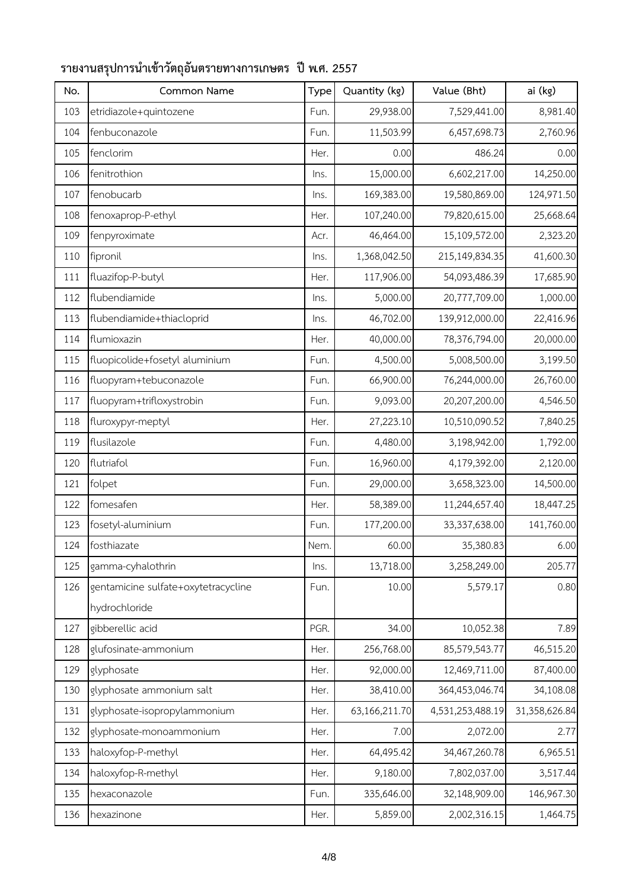## รายงานสรุปการนำเข้าวัตถุอันตรายทางการเกษตร ปี พ.ศ. 2557

| No. | Common Name | Type | Quantity (kg) | Value (Bht) | ai (kg) |
|---|---|---|---|---|---|
| 103 | etridiazole+quintozene | Fun. | 29,938.00 | 7,529,441.00 | 8,981.40 |
| 104 | fenbuconazole | Fun. | 11,503.99 | 6,457,698.73 | 2,760.96 |
| 105 | fenclorim | Her. | 0.00 | 486.24 | 0.00 |
| 106 | fenitrothion | Ins. | 15,000.00 | 6,602,217.00 | 14,250.00 |
| 107 | fenobucarb | Ins. | 169,383.00 | 19,580,869.00 | 124,971.50 |
| 108 | fenoxaprop-P-ethyl | Her. | 107,240.00 | 79,820,615.00 | 25,668.64 |
| 109 | fenpyroximate | Acr. | 46,464.00 | 15,109,572.00 | 2,323.20 |
| 110 | fipronil | Ins. | 1,368,042.50 | 215,149,834.35 | 41,600.30 |
| 111 | fluazifop-P-butyl | Her. | 117,906.00 | 54,093,486.39 | 17,685.90 |
| 112 | flubendiamide | Ins. | 5,000.00 | 20,777,709.00 | 1,000.00 |
| 113 | flubendiamide+thiacloprid | Ins. | 46,702.00 | 139,912,000.00 | 22,416.96 |
| 114 | flumioxazin | Her. | 40,000.00 | 78,376,794.00 | 20,000.00 |
| 115 | fluopicolide+fosetyl aluminium | Fun. | 4,500.00 | 5,008,500.00 | 3,199.50 |
| 116 | fluopyram+tebuconazole | Fun. | 66,900.00 | 76,244,000.00 | 26,760.00 |
| 117 | fluopyram+trifloxystrobin | Fun. | 9,093.00 | 20,207,200.00 | 4,546.50 |
| 118 | fluroxypyr-meptyl | Her. | 27,223.10 | 10,510,090.52 | 7,840.25 |
| 119 | flusilazole | Fun. | 4,480.00 | 3,198,942.00 | 1,792.00 |
| 120 | flutriafol | Fun. | 16,960.00 | 4,179,392.00 | 2,120.00 |
| 121 | folpet | Fun. | 29,000.00 | 3,658,323.00 | 14,500.00 |
| 122 | fomesafen | Her. | 58,389.00 | 11,244,657.40 | 18,447.25 |
| 123 | fosetyl-aluminium | Fun. | 177,200.00 | 33,337,638.00 | 141,760.00 |
| 124 | fosthiazate | Nem. | 60.00 | 35,380.83 | 6.00 |
| 125 | gamma-cyhalothrin | Ins. | 13,718.00 | 3,258,249.00 | 205.77 |
| 126 | gentamicine sulfate+oxytetracycline hydrochloride | Fun. | 10.00 | 5,579.17 | 0.80 |
| 127 | gibberellic acid | PGR. | 34.00 | 10,052.38 | 7.89 |
| 128 | glufosinate-ammonium | Her. | 256,768.00 | 85,579,543.77 | 46,515.20 |
| 129 | glyphosate | Her. | 92,000.00 | 12,469,711.00 | 87,400.00 |
| 130 | glyphosate ammonium salt | Her. | 38,410.00 | 364,453,046.74 | 34,108.08 |
| 131 | glyphosate-isopropylammonium | Her. | 63,166,211.70 | 4,531,253,488.19 | 31,358,626.84 |
| 132 | glyphosate-monoammonium | Her. | 7.00 | 2,072.00 | 2.77 |
| 133 | haloxyfop-P-methyl | Her. | 64,495.42 | 34,467,260.78 | 6,965.51 |
| 134 | haloxyfop-R-methyl | Her. | 9,180.00 | 7,802,037.00 | 3,517.44 |
| 135 | hexaconazole | Fun. | 335,646.00 | 32,148,909.00 | 146,967.30 |
| 136 | hexazinone | Her. | 5,859.00 | 2,002,316.15 | 1,464.75 |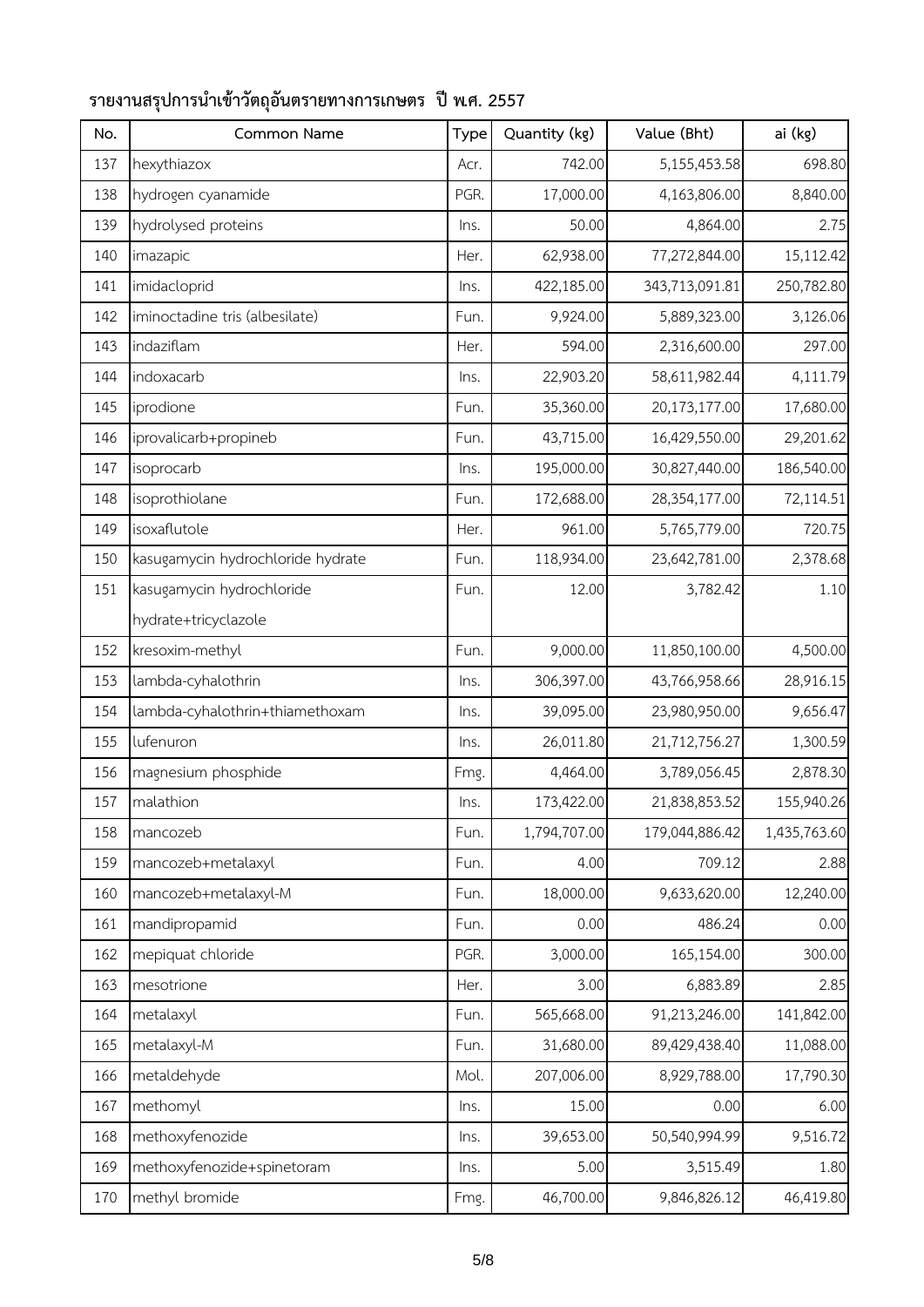## รายงานสรุปการนำเข้าวัตถุอันตรายทางการเกษตร ปี พ.ศ. 2557

| No. | Common Name | Type | Quantity (kg) | Value (Bht) | ai (kg) |
|---|---|---|---|---|---|
| 137 | hexythiazox | Acr. | 742.00 | 5,155,453.58 | 698.80 |
| 138 | hydrogen cyanamide | PGR. | 17,000.00 | 4,163,806.00 | 8,840.00 |
| 139 | hydrolysed proteins | Ins. | 50.00 | 4,864.00 | 2.75 |
| 140 | imazapic | Her. | 62,938.00 | 77,272,844.00 | 15,112.42 |
| 141 | imidacloprid | Ins. | 422,185.00 | 343,713,091.81 | 250,782.80 |
| 142 | iminoctadine tris (albesilate) | Fun. | 9,924.00 | 5,889,323.00 | 3,126.06 |
| 143 | indaziflam | Her. | 594.00 | 2,316,600.00 | 297.00 |
| 144 | indoxacarb | Ins. | 22,903.20 | 58,611,982.44 | 4,111.79 |
| 145 | iprodione | Fun. | 35,360.00 | 20,173,177.00 | 17,680.00 |
| 146 | iprovalicarb+propineb | Fun. | 43,715.00 | 16,429,550.00 | 29,201.62 |
| 147 | isoprocarb | Ins. | 195,000.00 | 30,827,440.00 | 186,540.00 |
| 148 | isoprothiolane | Fun. | 172,688.00 | 28,354,177.00 | 72,114.51 |
| 149 | isoxaflutole | Her. | 961.00 | 5,765,779.00 | 720.75 |
| 150 | kasugamycin hydrochloride hydrate | Fun. | 118,934.00 | 23,642,781.00 | 2,378.68 |
| 151 | kasugamycin hydrochloride hydrate+tricyclazole | Fun. | 12.00 | 3,782.42 | 1.10 |
| 152 | kresoxim-methyl | Fun. | 9,000.00 | 11,850,100.00 | 4,500.00 |
| 153 | lambda-cyhalothrin | Ins. | 306,397.00 | 43,766,958.66 | 28,916.15 |
| 154 | lambda-cyhalothrin+thiamethoxam | Ins. | 39,095.00 | 23,980,950.00 | 9,656.47 |
| 155 | lufenuron | Ins. | 26,011.80 | 21,712,756.27 | 1,300.59 |
| 156 | magnesium phosphide | Fmg. | 4,464.00 | 3,789,056.45 | 2,878.30 |
| 157 | malathion | Ins. | 173,422.00 | 21,838,853.52 | 155,940.26 |
| 158 | mancozeb | Fun. | 1,794,707.00 | 179,044,886.42 | 1,435,763.60 |
| 159 | mancozeb+metalaxyl | Fun. | 4.00 | 709.12 | 2.88 |
| 160 | mancozeb+metalaxyl-M | Fun. | 18,000.00 | 9,633,620.00 | 12,240.00 |
| 161 | mandipropamid | Fun. | 0.00 | 486.24 | 0.00 |
| 162 | mepiquat chloride | PGR. | 3,000.00 | 165,154.00 | 300.00 |
| 163 | mesotrione | Her. | 3.00 | 6,883.89 | 2.85 |
| 164 | metalaxyl | Fun. | 565,668.00 | 91,213,246.00 | 141,842.00 |
| 165 | metalaxyl-M | Fun. | 31,680.00 | 89,429,438.40 | 11,088.00 |
| 166 | metaldehyde | Mol. | 207,006.00 | 8,929,788.00 | 17,790.30 |
| 167 | methomyl | Ins. | 15.00 | 0.00 | 6.00 |
| 168 | methoxyfenozide | Ins. | 39,653.00 | 50,540,994.99 | 9,516.72 |
| 169 | methoxyfenozide+spinetoram | Ins. | 5.00 | 3,515.49 | 1.80 |
| 170 | methyl bromide | Fmg. | 46,700.00 | 9,846,826.12 | 46,419.80 |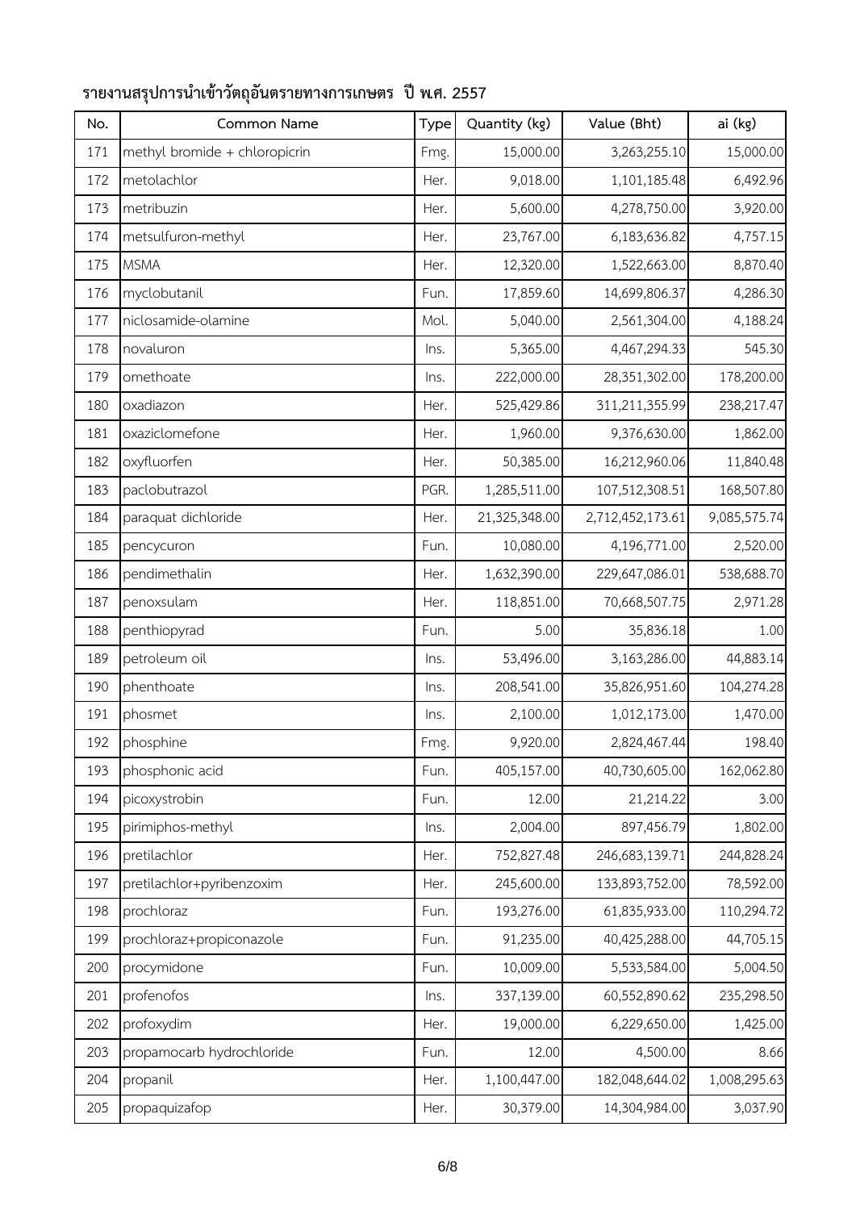## รายงานสรุปการนำเข้าวัตถุอันตรายทางการเกษตร ปี พ.ศ. 2557

| No. | Common Name | Type | Quantity (kg) | Value (Bht) | ai (kg) |
|---|---|---|---|---|---|
| 171 | methyl bromide + chloropicrin | Fmg. | 15,000.00 | 3,263,255.10 | 15,000.00 |
| 172 | metolachlor | Her. | 9,018.00 | 1,101,185.48 | 6,492.96 |
| 173 | metribuzin | Her. | 5,600.00 | 4,278,750.00 | 3,920.00 |
| 174 | metsulfuron-methyl | Her. | 23,767.00 | 6,183,636.82 | 4,757.15 |
| 175 | MSMA | Her. | 12,320.00 | 1,522,663.00 | 8,870.40 |
| 176 | myclobutanil | Fun. | 17,859.60 | 14,699,806.37 | 4,286.30 |
| 177 | niclosamide-olamine | Mol. | 5,040.00 | 2,561,304.00 | 4,188.24 |
| 178 | novaluron | Ins. | 5,365.00 | 4,467,294.33 | 545.30 |
| 179 | omethoate | Ins. | 222,000.00 | 28,351,302.00 | 178,200.00 |
| 180 | oxadiazon | Her. | 525,429.86 | 311,211,355.99 | 238,217.47 |
| 181 | oxaziclomefone | Her. | 1,960.00 | 9,376,630.00 | 1,862.00 |
| 182 | oxyfluorfen | Her. | 50,385.00 | 16,212,960.06 | 11,840.48 |
| 183 | paclobutrazol | PGR. | 1,285,511.00 | 107,512,308.51 | 168,507.80 |
| 184 | paraquat dichloride | Her. | 21,325,348.00 | 2,712,452,173.61 | 9,085,575.74 |
| 185 | pencycuron | Fun. | 10,080.00 | 4,196,771.00 | 2,520.00 |
| 186 | pendimethalin | Her. | 1,632,390.00 | 229,647,086.01 | 538,688.70 |
| 187 | penoxsulam | Her. | 118,851.00 | 70,668,507.75 | 2,971.28 |
| 188 | penthiopyrad | Fun. | 5.00 | 35,836.18 | 1.00 |
| 189 | petroleum oil | Ins. | 53,496.00 | 3,163,286.00 | 44,883.14 |
| 190 | phenthoate | Ins. | 208,541.00 | 35,826,951.60 | 104,274.28 |
| 191 | phosmet | Ins. | 2,100.00 | 1,012,173.00 | 1,470.00 |
| 192 | phosphine | Fmg. | 9,920.00 | 2,824,467.44 | 198.40 |
| 193 | phosphonic acid | Fun. | 405,157.00 | 40,730,605.00 | 162,062.80 |
| 194 | picoxystrobin | Fun. | 12.00 | 21,214.22 | 3.00 |
| 195 | pirimiphos-methyl | Ins. | 2,004.00 | 897,456.79 | 1,802.00 |
| 196 | pretilachlor | Her. | 752,827.48 | 246,683,139.71 | 244,828.24 |
| 197 | pretilachlor+pyribenzoxim | Her. | 245,600.00 | 133,893,752.00 | 78,592.00 |
| 198 | prochloraz | Fun. | 193,276.00 | 61,835,933.00 | 110,294.72 |
| 199 | prochloraz+propiconazole | Fun. | 91,235.00 | 40,425,288.00 | 44,705.15 |
| 200 | procymidone | Fun. | 10,009.00 | 5,533,584.00 | 5,004.50 |
| 201 | profenofos | Ins. | 337,139.00 | 60,552,890.62 | 235,298.50 |
| 202 | profoxydim | Her. | 19,000.00 | 6,229,650.00 | 1,425.00 |
| 203 | propamocarb hydrochloride | Fun. | 12.00 | 4,500.00 | 8.66 |
| 204 | propanil | Her. | 1,100,447.00 | 182,048,644.02 | 1,008,295.63 |
| 205 | propaquizafop | Her. | 30,379.00 | 14,304,984.00 | 3,037.90 |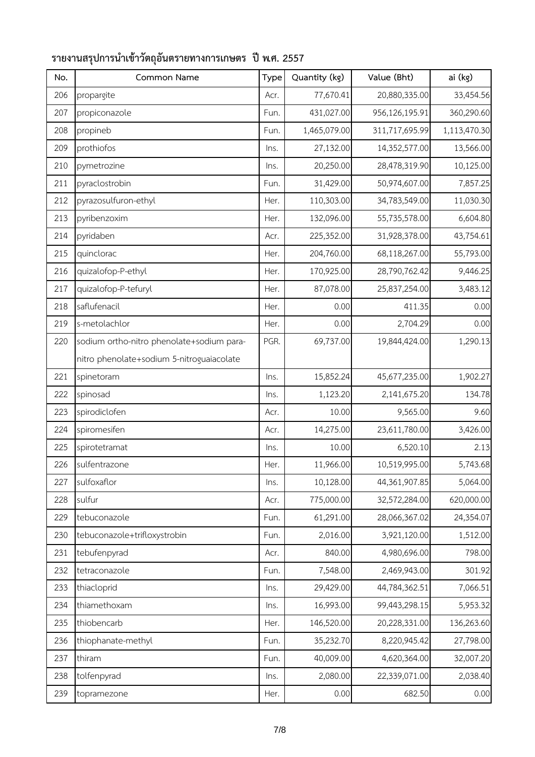## รายงานสรุปการนำเข้าวัตถุอันตรายทางการเกษตร ปี พ.ศ. 2557

| No. | Common Name | Type | Quantity (kg) | Value (Bht) | ai (kg) |
|---|---|---|---|---|---|
| 206 | propargite | Acr. | 77,670.41 | 20,880,335.00 | 33,454.56 |
| 207 | propiconazole | Fun. | 431,027.00 | 956,126,195.91 | 360,290.60 |
| 208 | propineb | Fun. | 1,465,079.00 | 311,717,695.99 | 1,113,470.30 |
| 209 | prothiofos | Ins. | 27,132.00 | 14,352,577.00 | 13,566.00 |
| 210 | pymetrozine | Ins. | 20,250.00 | 28,478,319.90 | 10,125.00 |
| 211 | pyraclostrobin | Fun. | 31,429.00 | 50,974,607.00 | 7,857.25 |
| 212 | pyrazosulfuron-ethyl | Her. | 110,303.00 | 34,783,549.00 | 11,030.30 |
| 213 | pyribenzoxim | Her. | 132,096.00 | 55,735,578.00 | 6,604.80 |
| 214 | pyridaben | Acr. | 225,352.00 | 31,928,378.00 | 43,754.61 |
| 215 | quinclorac | Her. | 204,760.00 | 68,118,267.00 | 55,793.00 |
| 216 | quizalofop-P-ethyl | Her. | 170,925.00 | 28,790,762.42 | 9,446.25 |
| 217 | quizalofop-P-tefuryl | Her. | 87,078.00 | 25,837,254.00 | 3,483.12 |
| 218 | saflufenacil | Her. | 0.00 | 411.35 | 0.00 |
| 219 | s-metolachlor | Her. | 0.00 | 2,704.29 | 0.00 |
| 220 | sodium ortho-nitro phenolate+sodium para-nitro phenolate+sodium 5-nitroguaiacolate | PGR. | 69,737.00 | 19,844,424.00 | 1,290.13 |
| 221 | spinetoram | Ins. | 15,852.24 | 45,677,235.00 | 1,902.27 |
| 222 | spinosad | Ins. | 1,123.20 | 2,141,675.20 | 134.78 |
| 223 | spirodiclofen | Acr. | 10.00 | 9,565.00 | 9.60 |
| 224 | spiromesifen | Acr. | 14,275.00 | 23,611,780.00 | 3,426.00 |
| 225 | spirotetramat | Ins. | 10.00 | 6,520.10 | 2.13 |
| 226 | sulfentrazone | Her. | 11,966.00 | 10,519,995.00 | 5,743.68 |
| 227 | sulfoxaflor | Ins. | 10,128.00 | 44,361,907.85 | 5,064.00 |
| 228 | sulfur | Acr. | 775,000.00 | 32,572,284.00 | 620,000.00 |
| 229 | tebuconazole | Fun. | 61,291.00 | 28,066,367.02 | 24,354.07 |
| 230 | tebuconazole+trifloxystrobin | Fun. | 2,016.00 | 3,921,120.00 | 1,512.00 |
| 231 | tebufenpyrad | Acr. | 840.00 | 4,980,696.00 | 798.00 |
| 232 | tetraconazole | Fun. | 7,548.00 | 2,469,943.00 | 301.92 |
| 233 | thiacloprid | Ins. | 29,429.00 | 44,784,362.51 | 7,066.51 |
| 234 | thiamethoxam | Ins. | 16,993.00 | 99,443,298.15 | 5,953.32 |
| 235 | thiobencarb | Her. | 146,520.00 | 20,228,331.00 | 136,263.60 |
| 236 | thiophanate-methyl | Fun. | 35,232.70 | 8,220,945.42 | 27,798.00 |
| 237 | thiram | Fun. | 40,009.00 | 4,620,364.00 | 32,007.20 |
| 238 | tolfenpyrad | Ins. | 2,080.00 | 22,339,071.00 | 2,038.40 |
| 239 | topramezone | Her. | 0.00 | 682.50 | 0.00 |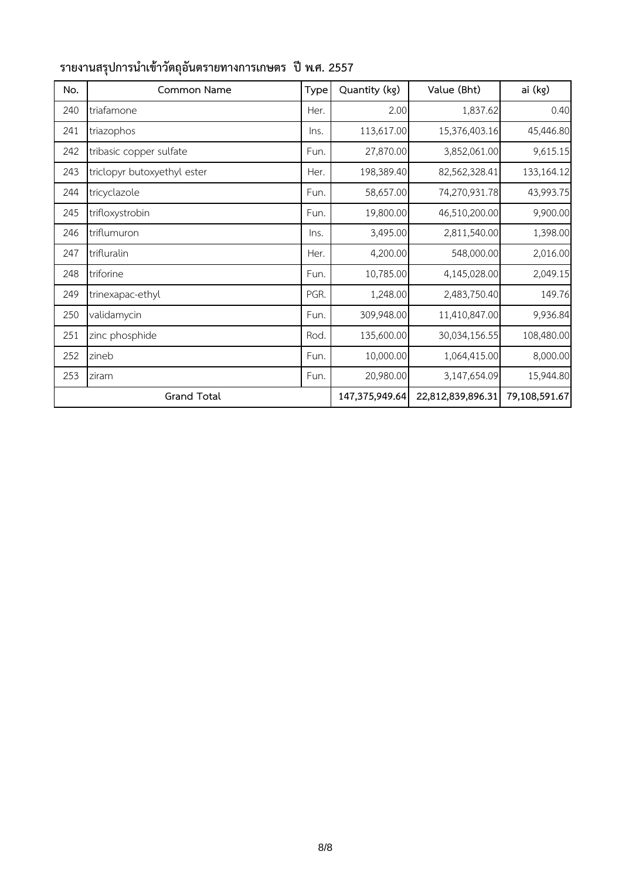## รายงานสรุปการนำเข้าวัตถุอันตรายทางการเกษตร ปี พ.ศ. 2557

| No. | Common Name | Type | Quantity (kg) | Value (Bht) | ai (kg) |
|---|---|---|---|---|---|
| 240 | triafamone | Her. | 2.00 | 1,837.62 | 0.40 |
| 241 | triazophos | Ins. | 113,617.00 | 15,376,403.16 | 45,446.80 |
| 242 | tribasic copper sulfate | Fun. | 27,870.00 | 3,852,061.00 | 9,615.15 |
| 243 | triclopyr butoxyethyl ester | Her. | 198,389.40 | 82,562,328.41 | 133,164.12 |
| 244 | tricyclazole | Fun. | 58,657.00 | 74,270,931.78 | 43,993.75 |
| 245 | trifloxystrobin | Fun. | 19,800.00 | 46,510,200.00 | 9,900.00 |
| 246 | triflumuron | Ins. | 3,495.00 | 2,811,540.00 | 1,398.00 |
| 247 | trifluralin | Her. | 4,200.00 | 548,000.00 | 2,016.00 |
| 248 | triforine | Fun. | 10,785.00 | 4,145,028.00 | 2,049.15 |
| 249 | trinexapac-ethyl | PGR. | 1,248.00 | 2,483,750.40 | 149.76 |
| 250 | validamycin | Fun. | 309,948.00 | 11,410,847.00 | 9,936.84 |
| 251 | zinc phosphide | Rod. | 135,600.00 | 30,034,156.55 | 108,480.00 |
| 252 | zineb | Fun. | 10,000.00 | 1,064,415.00 | 8,000.00 |
| 253 | ziram | Fun. | 20,980.00 | 3,147,654.09 | 15,944.80 |
| **Grand Total** | | | **147,375,949.64** | **22,812,839,896.31** | **79,108,591.67** |